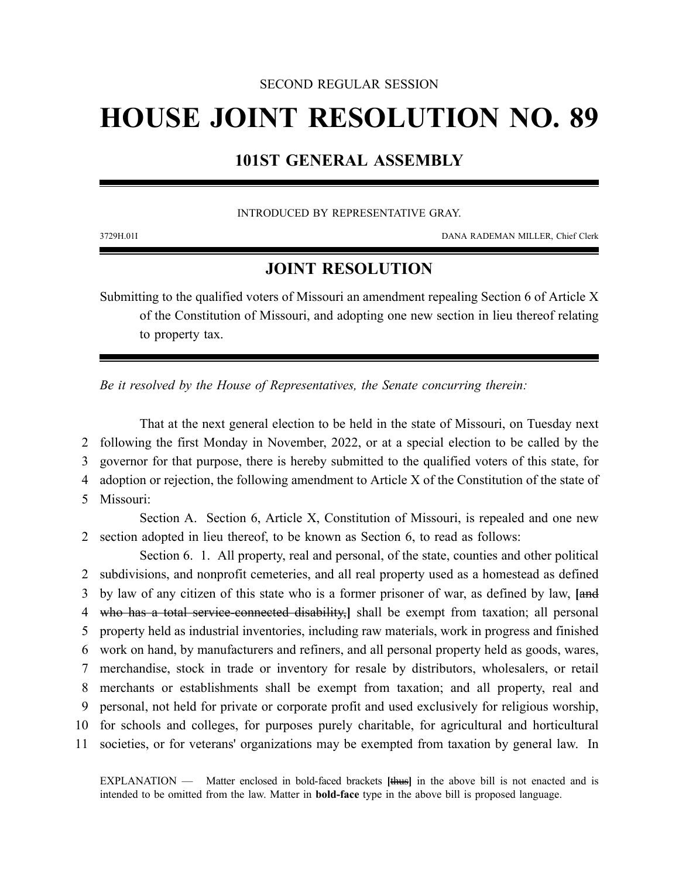SECOND REGULAR SESSION

# HOUSE JOINT RESOLUTION NO. 89

## 101ST GENERAL ASSEMBLY

INTRODUCED BY REPRESENTATIVE GRAY.

3729H.01I DANA RADEMAN MILLER, Chief Clerk

## JOINT RESOLUTION

Submitting to the qualified voters of Missouri an amendment repealing Section 6 of Article X of the Constitution of Missouri, and adopting one new section in lieu thereof relating to property tax.

*Be it resolved by the House of Representatives, the Senate concurring therein:*

That at the next general election to be held in the state of Missouri, on Tuesday next following the first Monday in November, 2022, or at a special election to be called by the governor for that purpose, there is hereby submitted to the qualified voters of this state, for adoption or rejection, the following amendment to Article X of the Constitution of the state of Missouri:

Section A. Section 6, Article X, Constitution of Missouri, is repealed and one new section adopted in lieu thereof, to be known as Section 6, to read as follows:

Section 6. 1. All property, real and personal, of the state, counties and other political subdivisions, and nonprofit cemeteries, and all real property used as a homestead as defined by law of any citizen of this state who is a former prisoner of war, as defined by law, **[**~~and who has a total service-connected disability,~~**]** shall be exempt from taxation; all personal property held as industrial inventories, including raw materials, work in progress and finished work on hand, by manufacturers and refiners, and all personal property held as goods, wares, merchandise, stock in trade or inventory for resale by distributors, wholesalers, or retail merchants or establishments shall be exempt from taxation; and all property, real and personal, not held for private or corporate profit and used exclusively for religious worship, for schools and colleges, for purposes purely charitable, for agricultural and horticultural societies, or for veterans' organizations may be exempted from taxation by general law. In

EXPLANATION — Matter enclosed in bold-faced brackets **[**~~thus~~**]** in the above bill is not enacted and is intended to be omitted from the law. Matter in **bold-face** type in the above bill is proposed language.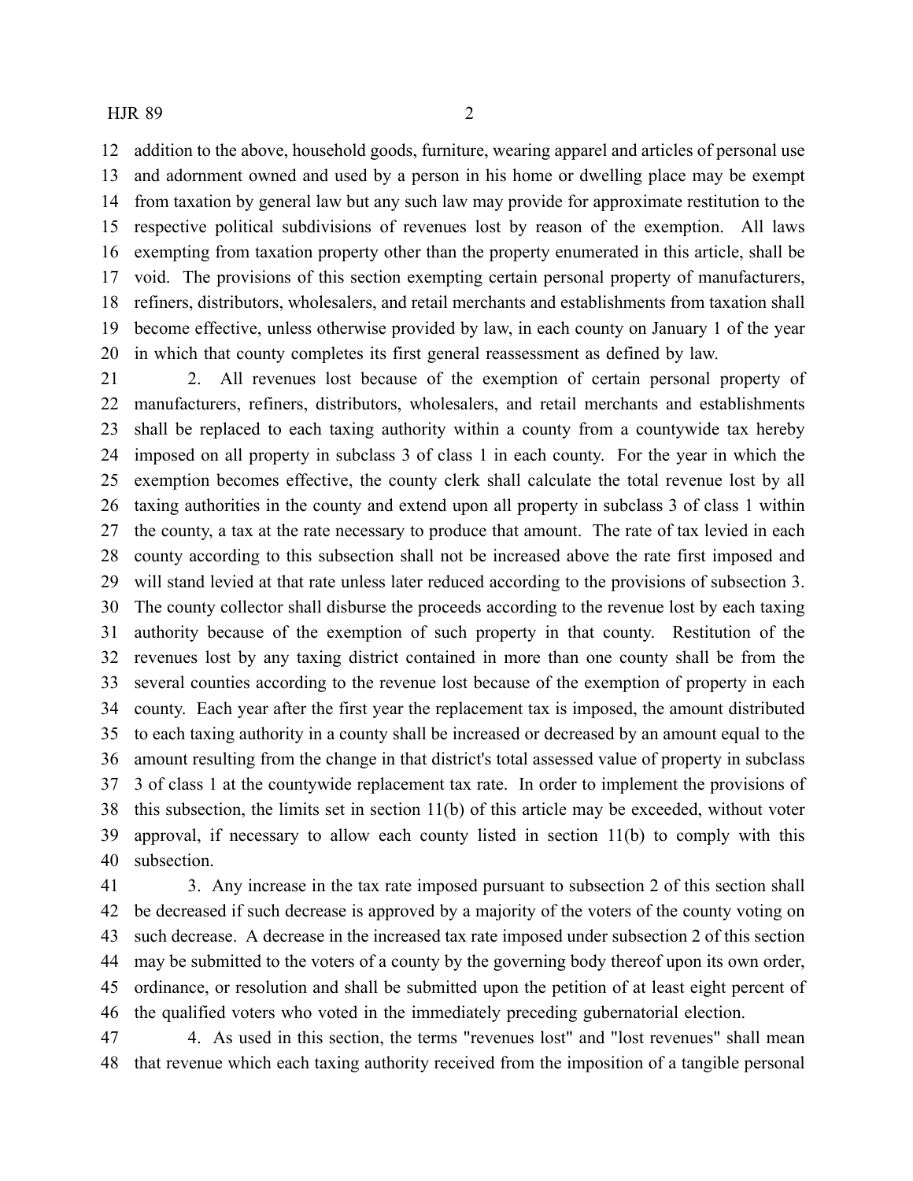addition to the above, household goods, furniture, wearing apparel and articles of personal use and adornment owned and used by a person in his home or dwelling place may be exempt from taxation by general law but any such law may provide for approximate restitution to the respective political subdivisions of revenues lost by reason of the exemption. All laws exempting from taxation property other than the property enumerated in this article, shall be void. The provisions of this section exempting certain personal property of manufacturers, refiners, distributors, wholesalers, and retail merchants and establishments from taxation shall become effective, unless otherwise provided by law, in each county on January 1 of the year in which that county completes its first general reassessment as defined by law.

2. All revenues lost because of the exemption of certain personal property of manufacturers, refiners, distributors, wholesalers, and retail merchants and establishments shall be replaced to each taxing authority within a county from a countywide tax hereby imposed on all property in subclass 3 of class 1 in each county. For the year in which the exemption becomes effective, the county clerk shall calculate the total revenue lost by all taxing authorities in the county and extend upon all property in subclass 3 of class 1 within the county, a tax at the rate necessary to produce that amount. The rate of tax levied in each county according to this subsection shall not be increased above the rate first imposed and will stand levied at that rate unless later reduced according to the provisions of subsection 3. The county collector shall disburse the proceeds according to the revenue lost by each taxing authority because of the exemption of such property in that county. Restitution of the revenues lost by any taxing district contained in more than one county shall be from the several counties according to the revenue lost because of the exemption of property in each county. Each year after the first year the replacement tax is imposed, the amount distributed to each taxing authority in a county shall be increased or decreased by an amount equal to the amount resulting from the change in that district's total assessed value of property in subclass 3 of class 1 at the countywide replacement tax rate. In order to implement the provisions of this subsection, the limits set in section 11(b) of this article may be exceeded, without voter approval, if necessary to allow each county listed in section 11(b) to comply with this subsection.

3. Any increase in the tax rate imposed pursuant to subsection 2 of this section shall be decreased if such decrease is approved by a majority of the voters of the county voting on such decrease. A decrease in the increased tax rate imposed under subsection 2 of this section may be submitted to the voters of a county by the governing body thereof upon its own order, ordinance, or resolution and shall be submitted upon the petition of at least eight percent of the qualified voters who voted in the immediately preceding gubernatorial election.

4. As used in this section, the terms "revenues lost" and "lost revenues" shall mean that revenue which each taxing authority received from the imposition of a tangible personal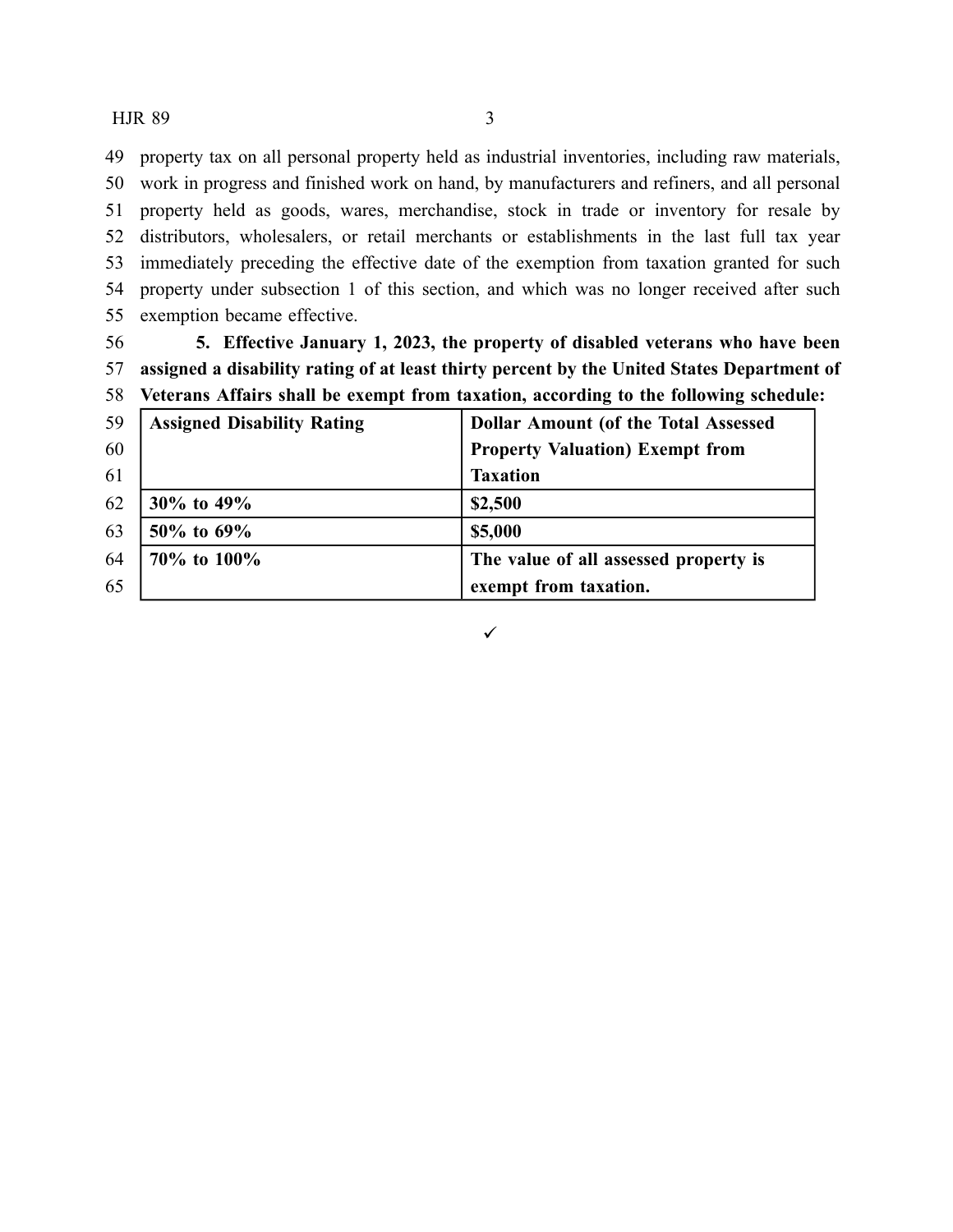property tax on all personal property held as industrial inventories, including raw materials, work in progress and finished work on hand, by manufacturers and refiners, and all personal property held as goods, wares, merchandise, stock in trade or inventory for resale by distributors, wholesalers, or retail merchants or establishments in the last full tax year immediately preceding the effective date of the exemption from taxation granted for such property under subsection 1 of this section, and which was no longer received after such exemption became effective.

**5. Effective January 1, 2023, the property of disabled veterans who have been assigned a disability rating of at least thirty percent by the United States Department of Veterans Affairs shall be exempt from taxation, according to the following schedule:**

| **Assigned Disability Rating** | **Dollar Amount (of the Total Assessed Property Valuation) Exempt from Taxation** |
|---|---|
| **30% to 49%** | **$2,500** |
| **50% to 69%** | **$5,000** |
| **70% to 100%** | **The value of all assessed property is exempt from taxation.** |

✓